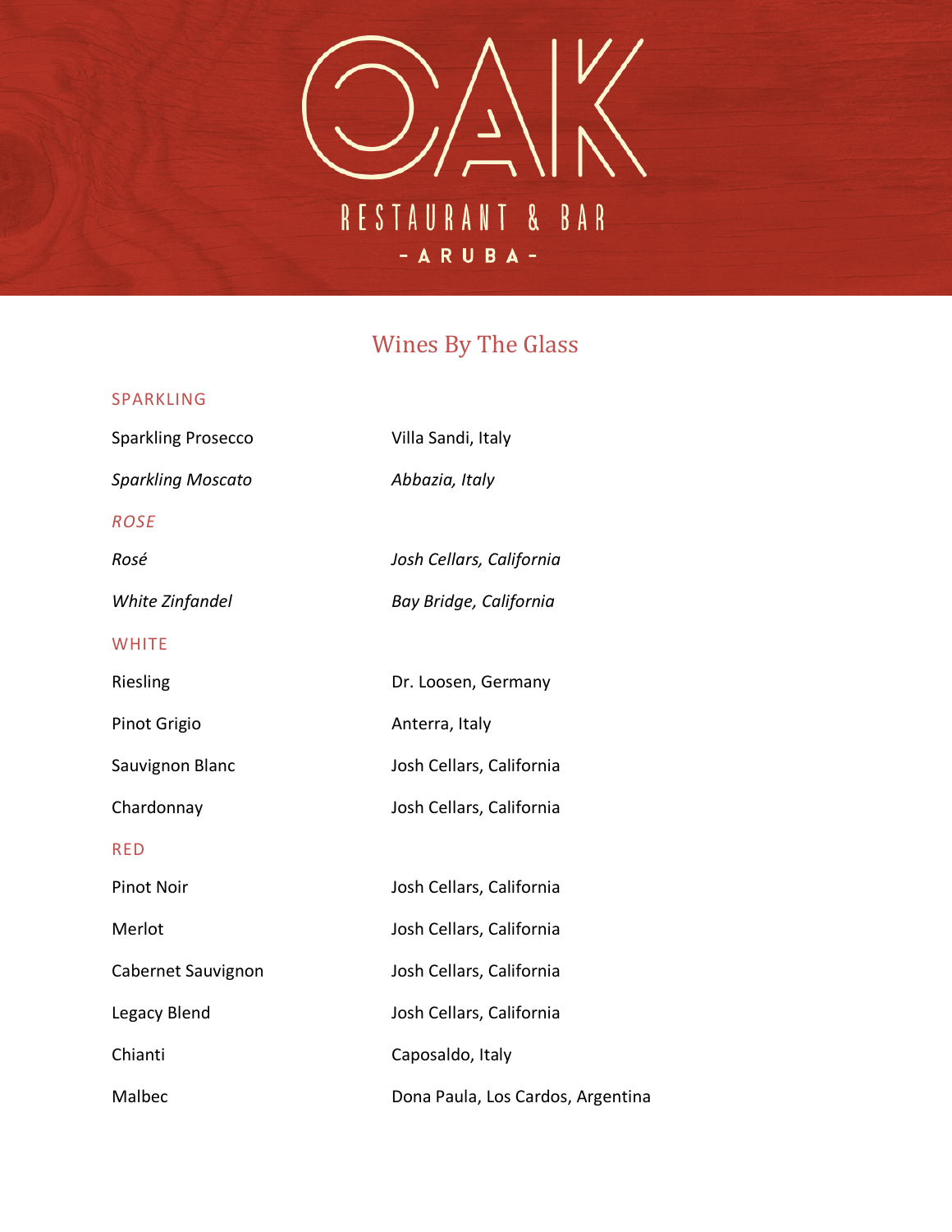# OAK

RESTAURANT & BAR

- ARUBA -

## Wines By The Glass

### SPARKLING

| | |
|---|---|
| Sparkling Prosecco | Villa Sandi, Italy |
| *Sparkling Moscato* | *Abbazia, Italy* |

### *ROSE*

| | |
|---|---|
| *Rosé* | *Josh Cellars, California* |
| *White Zinfandel* | *Bay Bridge, California* |

### WHITE

| | |
|---|---|
| Riesling | Dr. Loosen, Germany |
| Pinot Grigio | Anterra, Italy |
| Sauvignon Blanc | Josh Cellars, California |
| Chardonnay | Josh Cellars, California |

### RED

| | |
|---|---|
| Pinot Noir | Josh Cellars, California |
| Merlot | Josh Cellars, California |
| Cabernet Sauvignon | Josh Cellars, California |
| Legacy Blend | Josh Cellars, California |
| Chianti | Caposaldo, Italy |
| Malbec | Dona Paula, Los Cardos, Argentina |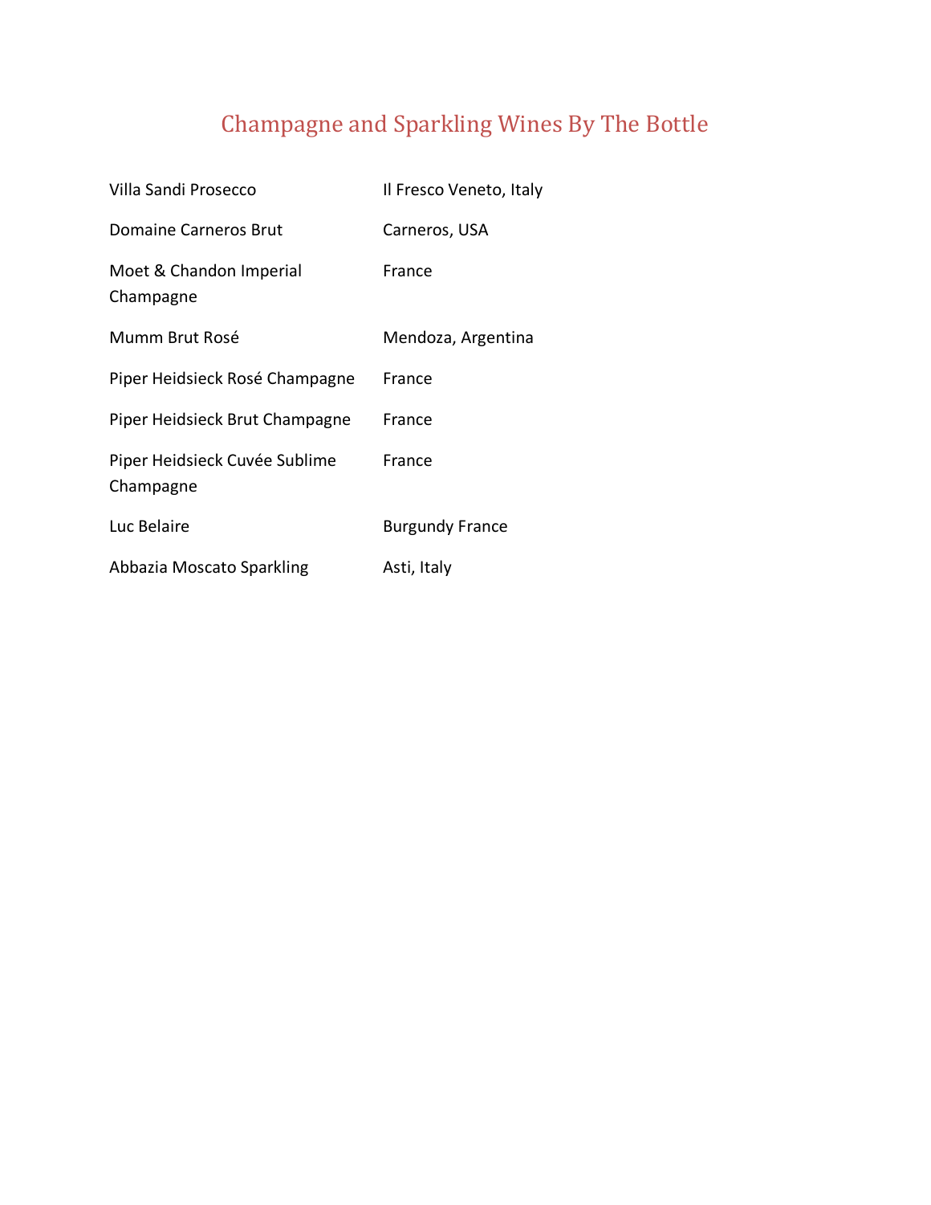# Champagne and Sparkling Wines By The Bottle

| | |
|---|---|
| Villa Sandi Prosecco | Il Fresco Veneto, Italy |
| Domaine Carneros Brut | Carneros, USA |
| Moet & Chandon Imperial Champagne | France |
| Mumm Brut Rosé | Mendoza, Argentina |
| Piper Heidsieck Rosé Champagne | France |
| Piper Heidsieck Brut Champagne | France |
| Piper Heidsieck Cuvée Sublime Champagne | France |
| Luc Belaire | Burgundy France |
| Abbazia Moscato Sparkling | Asti, Italy |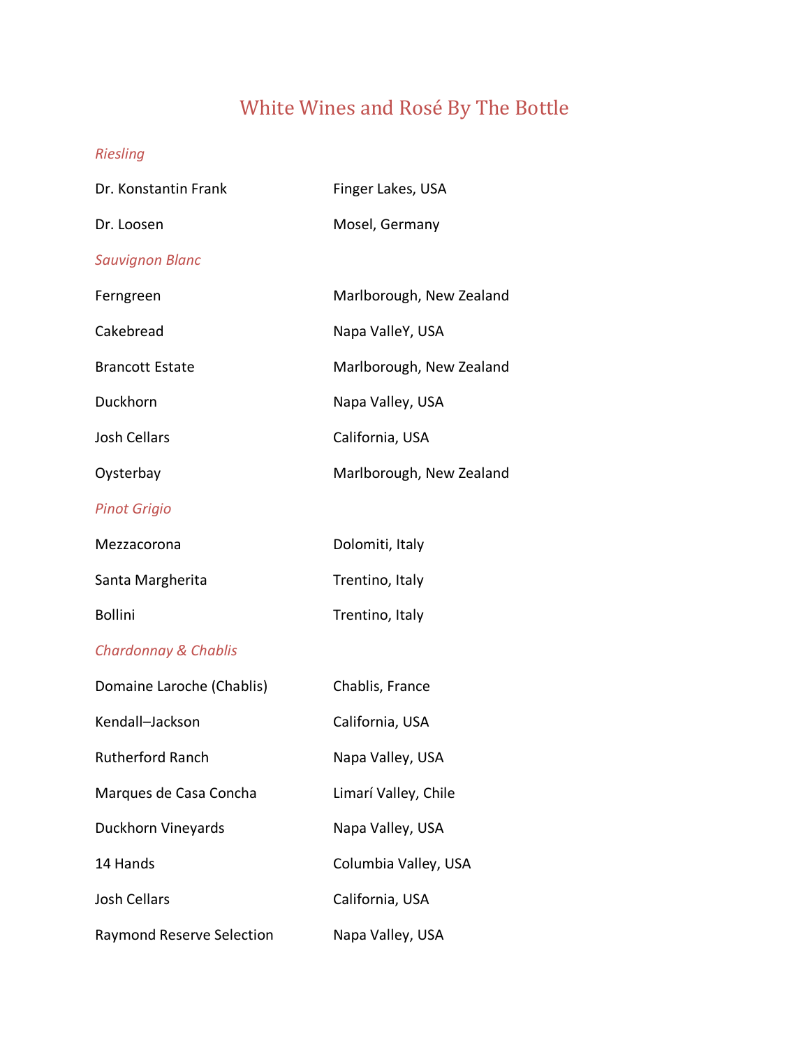# White Wines and Rosé By The Bottle

*Riesling*

| | |
|---|---|
| Dr. Konstantin Frank | Finger Lakes, USA |
| Dr. Loosen | Mosel, Germany |

*Sauvignon Blanc*

| | |
|---|---|
| Ferngreen | Marlborough, New Zealand |
| Cakebread | Napa ValleY, USA |
| Brancott Estate | Marlborough, New Zealand |
| Duckhorn | Napa Valley, USA |
| Josh Cellars | California, USA |
| Oysterbay | Marlborough, New Zealand |

*Pinot Grigio*

| | |
|---|---|
| Mezzacorona | Dolomiti, Italy |
| Santa Margherita | Trentino, Italy |
| Bollini | Trentino, Italy |

*Chardonnay & Chablis*

| | |
|---|---|
| Domaine Laroche (Chablis) | Chablis, France |
| Kendall–Jackson | California, USA |
| Rutherford Ranch | Napa Valley, USA |
| Marques de Casa Concha | Limarí Valley, Chile |
| Duckhorn Vineyards | Napa Valley, USA |
| 14 Hands | Columbia Valley, USA |
| Josh Cellars | California, USA |
| Raymond Reserve Selection | Napa Valley, USA |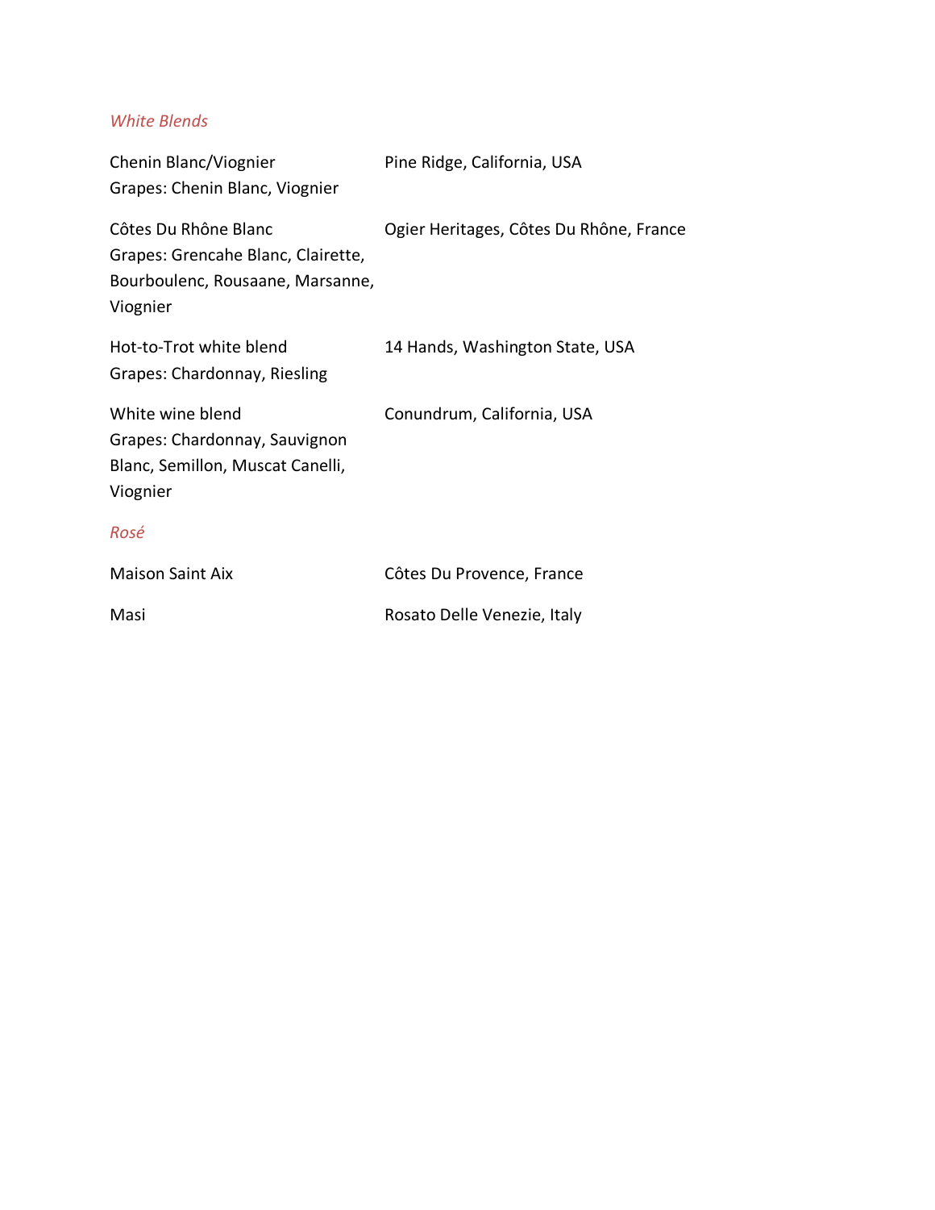*White Blends*

| | |
|---|---|
| Chenin Blanc/Viognier<br>Grapes: Chenin Blanc, Viognier | Pine Ridge, California, USA |
| Côtes Du Rhône Blanc<br>Grapes: Grencahe Blanc, Clairette, Bourboulenc, Rousaane, Marsanne, Viognier | Ogier Heritages, Côtes Du Rhône, France |
| Hot-to-Trot white blend<br>Grapes: Chardonnay, Riesling | 14 Hands, Washington State, USA |
| White wine blend<br>Grapes: Chardonnay, Sauvignon Blanc, Semillon, Muscat Canelli, Viognier | Conundrum, California, USA |

*Rosé*

| | |
|---|---|
| Maison Saint Aix | Côtes Du Provence, France |
| Masi | Rosato Delle Venezie, Italy |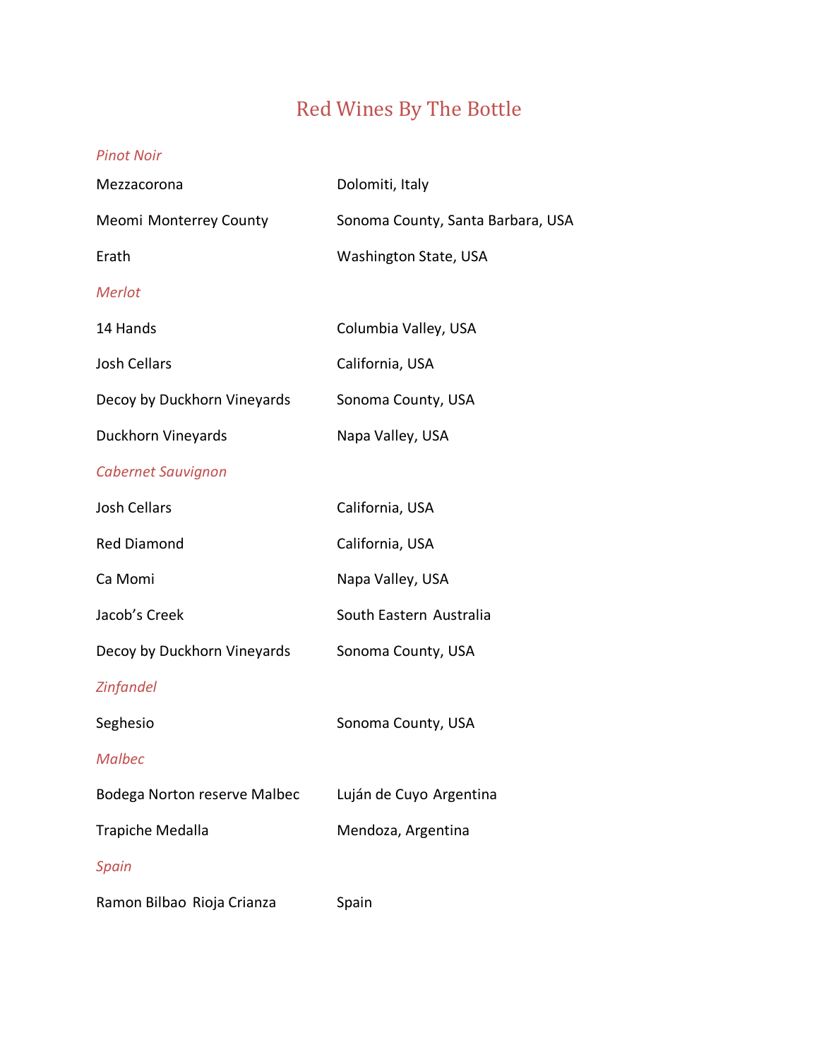# Red Wines By The Bottle

*Pinot Noir*

| | |
|---|---|
| Mezzacorona | Dolomiti, Italy |
| Meomi Monterrey County | Sonoma County, Santa Barbara, USA |
| Erath | Washington State, USA |

*Merlot*

| | |
|---|---|
| 14 Hands | Columbia Valley, USA |
| Josh Cellars | California, USA |
| Decoy by Duckhorn Vineyards | Sonoma County, USA |
| Duckhorn Vineyards | Napa Valley, USA |

*Cabernet Sauvignon*

| | |
|---|---|
| Josh Cellars | California, USA |
| Red Diamond | California, USA |
| Ca Momi | Napa Valley, USA |
| Jacob's Creek | South Eastern Australia |
| Decoy by Duckhorn Vineyards | Sonoma County, USA |

*Zinfandel*

| | |
|---|---|
| Seghesio | Sonoma County, USA |

*Malbec*

| | |
|---|---|
| Bodega Norton reserve Malbec | Luján de Cuyo Argentina |
| Trapiche Medalla | Mendoza, Argentina |

*Spain*

| | |
|---|---|
| Ramon Bilbao Rioja Crianza | Spain |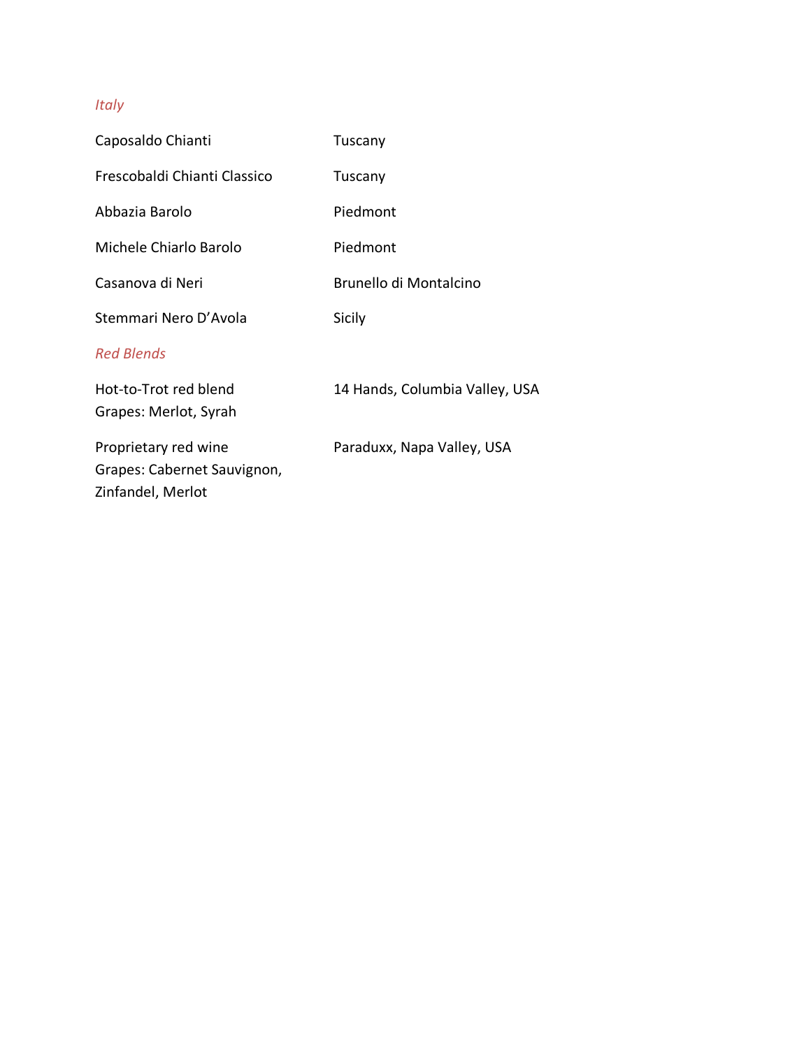*Italy*

| | |
|---|---|
| Caposaldo Chianti | Tuscany |
| Frescobaldi Chianti Classico | Tuscany |
| Abbazia Barolo | Piedmont |
| Michele Chiarlo Barolo | Piedmont |
| Casanova di Neri | Brunello di Montalcino |
| Stemmari Nero D'Avola | Sicily |

*Red Blends*

| | |
|---|---|
| Hot-to-Trot red blend<br>Grapes: Merlot, Syrah | 14 Hands, Columbia Valley, USA |
| Proprietary red wine<br>Grapes: Cabernet Sauvignon, Zinfandel, Merlot | Paraduxx, Napa Valley, USA |